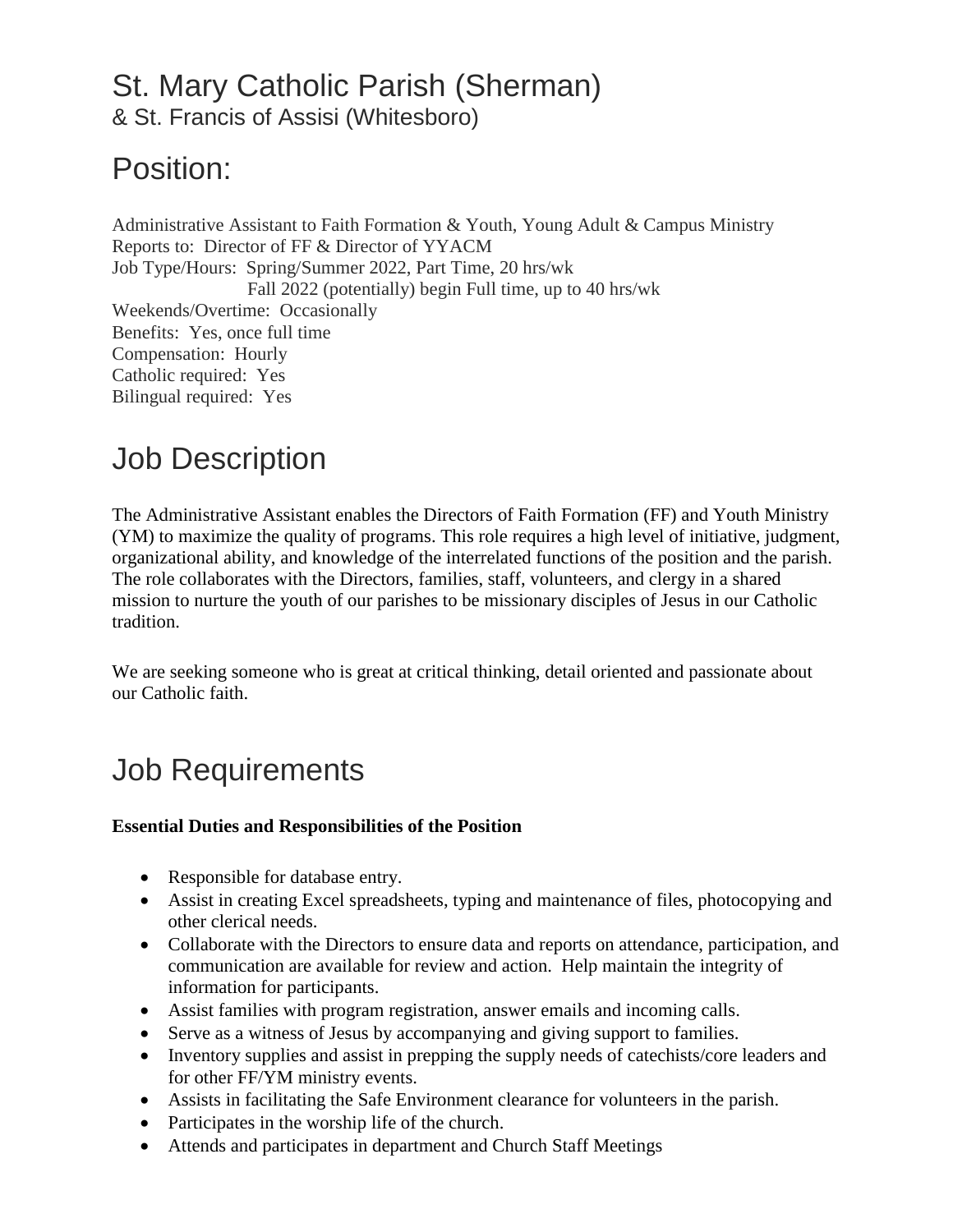# St. Mary Catholic Parish (Sherman)
## & St. Francis of Assisi (Whitesboro)

# Position:

Administrative Assistant to Faith Formation & Youth, Young Adult & Campus Ministry
Reports to: Director of FF & Director of YYACM
Job Type/Hours: Spring/Summer 2022, Part Time, 20 hrs/wk
Fall 2022 (potentially) begin Full time, up to 40 hrs/wk
Weekends/Overtime: Occasionally
Benefits: Yes, once full time
Compensation: Hourly
Catholic required: Yes
Bilingual required: Yes

# Job Description

The Administrative Assistant enables the Directors of Faith Formation (FF) and Youth Ministry (YM) to maximize the quality of programs. This role requires a high level of initiative, judgment, organizational ability, and knowledge of the interrelated functions of the position and the parish. The role collaborates with the Directors, families, staff, volunteers, and clergy in a shared mission to nurture the youth of our parishes to be missionary disciples of Jesus in our Catholic tradition.

We are seeking someone who is great at critical thinking, detail oriented and passionate about our Catholic faith.

# Job Requirements

**Essential Duties and Responsibilities of the Position**

- Responsible for database entry.
- Assist in creating Excel spreadsheets, typing and maintenance of files, photocopying and other clerical needs.
- Collaborate with the Directors to ensure data and reports on attendance, participation, and communication are available for review and action. Help maintain the integrity of information for participants.
- Assist families with program registration, answer emails and incoming calls.
- Serve as a witness of Jesus by accompanying and giving support to families.
- Inventory supplies and assist in prepping the supply needs of catechists/core leaders and for other FF/YM ministry events.
- Assists in facilitating the Safe Environment clearance for volunteers in the parish.
- Participates in the worship life of the church.
- Attends and participates in department and Church Staff Meetings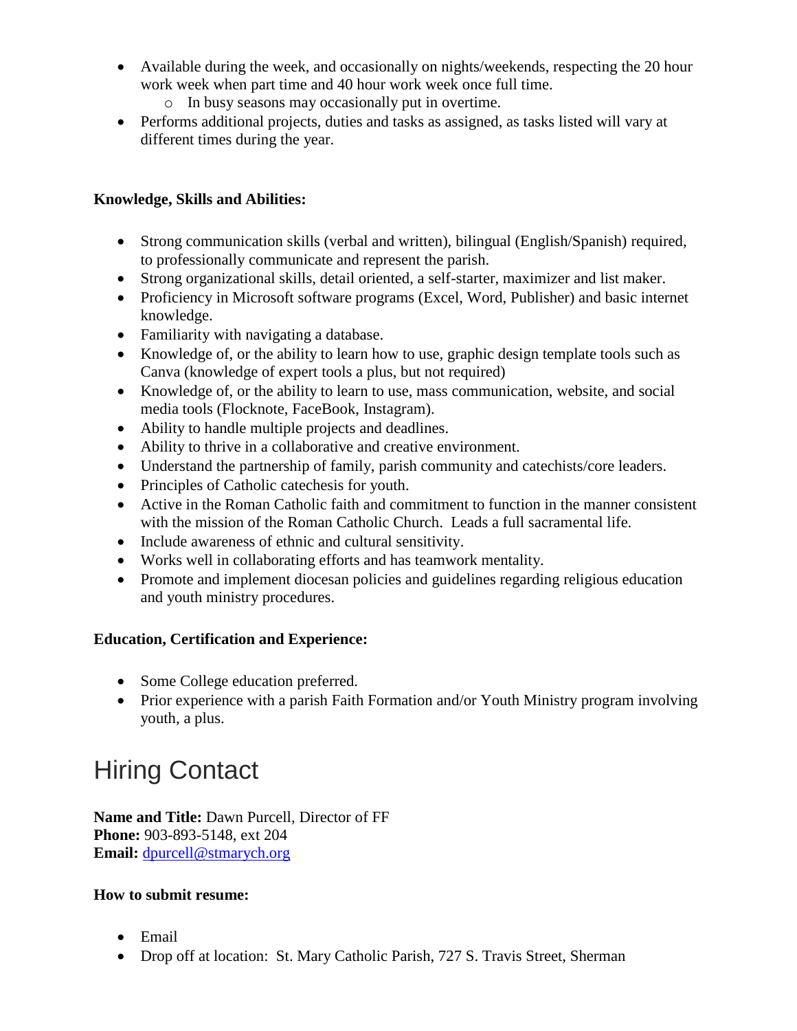- Available during the week, and occasionally on nights/weekends, respecting the 20 hour work week when part time and 40 hour work week once full time.
  - In busy seasons may occasionally put in overtime.
- Performs additional projects, duties and tasks as assigned, as tasks listed will vary at different times during the year.

**Knowledge, Skills and Abilities:**

- Strong communication skills (verbal and written), bilingual (English/Spanish) required, to professionally communicate and represent the parish.
- Strong organizational skills, detail oriented, a self-starter, maximizer and list maker.
- Proficiency in Microsoft software programs (Excel, Word, Publisher) and basic internet knowledge.
- Familiarity with navigating a database.
- Knowledge of, or the ability to learn how to use, graphic design template tools such as Canva (knowledge of expert tools a plus, but not required)
- Knowledge of, or the ability to learn to use, mass communication, website, and social media tools (Flocknote, FaceBook, Instagram).
- Ability to handle multiple projects and deadlines.
- Ability to thrive in a collaborative and creative environment.
- Understand the partnership of family, parish community and catechists/core leaders.
- Principles of Catholic catechesis for youth.
- Active in the Roman Catholic faith and commitment to function in the manner consistent with the mission of the Roman Catholic Church. Leads a full sacramental life.
- Include awareness of ethnic and cultural sensitivity.
- Works well in collaborating efforts and has teamwork mentality.
- Promote and implement diocesan policies and guidelines regarding religious education and youth ministry procedures.

**Education, Certification and Experience:**

- Some College education preferred.
- Prior experience with a parish Faith Formation and/or Youth Ministry program involving youth, a plus.

# Hiring Contact

**Name and Title:** Dawn Purcell, Director of FF
**Phone:** 903-893-5148, ext 204
**Email:** dpurcell@stmarych.org

**How to submit resume:**

- Email
- Drop off at location: St. Mary Catholic Parish, 727 S. Travis Street, Sherman